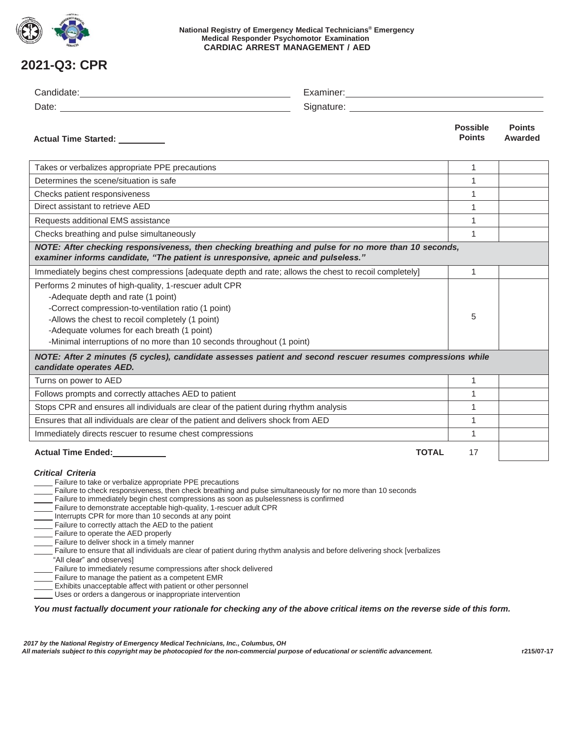**National Registry of Emergency Medical Technicians® Emergency Medical Responder Psychomotor Examination**
**CARDIAC ARREST MANAGEMENT / AED**

# 2021-Q3: CPR

Candidate: ______________________________ Examiner: ______________________________

Date: ______________________________ Signature: ______________________________

**Actual Time Started:** __________

| | Possible Points | Points Awarded |
|---|---|---|
| Takes or verbalizes appropriate PPE precautions | 1 | |
| Determines the scene/situation is safe | 1 | |
| Checks patient responsiveness | 1 | |
| Direct assistant to retrieve AED | 1 | |
| Requests additional EMS assistance | 1 | |
| Checks breathing and pulse simultaneously | 1 | |
| ***NOTE: After checking responsiveness, then checking breathing and pulse for no more than 10 seconds, examiner informs candidate, "The patient is unresponsive, apneic and pulseless."*** | | |
| Immediately begins chest compressions [adequate depth and rate; allows the chest to recoil completely] | 1 | |
| Performs 2 minutes of high-quality, 1-rescuer adult CPR<br>-Adequate depth and rate (1 point)<br>-Correct compression-to-ventilation ratio (1 point)<br>-Allows the chest to recoil completely (1 point)<br>-Adequate volumes for each breath (1 point)<br>-Minimal interruptions of no more than 10 seconds throughout (1 point) | 5 | |
| ***NOTE: After 2 minutes (5 cycles), candidate assesses patient and second rescuer resumes compressions while candidate operates AED.*** | | |
| Turns on power to AED | 1 | |
| Follows prompts and correctly attaches AED to patient | 1 | |
| Stops CPR and ensures all individuals are clear of the patient during rhythm analysis | 1 | |
| Ensures that all individuals are clear of the patient and delivers shock from AED | 1 | |
| Immediately directs rescuer to resume chest compressions | 1 | |
| **Actual Time Ended:** __________ **TOTAL** | 17 | |

***Critical Criteria***

____ Failure to take or verbalize appropriate PPE precautions
____ Failure to check responsiveness, then check breathing and pulse simultaneously for no more than 10 seconds
____ Failure to immediately begin chest compressions as soon as pulselessness is confirmed
____ Failure to demonstrate acceptable high-quality, 1-rescuer adult CPR
____ Interrupts CPR for more than 10 seconds at any point
____ Failure to correctly attach the AED to the patient
____ Failure to operate the AED properly
____ Failure to deliver shock in a timely manner
____ Failure to ensure that all individuals are clear of patient during rhythm analysis and before delivering shock [verbalizes "All clear" and observes]
____ Failure to immediately resume compressions after shock delivered
____ Failure to manage the patient as a competent EMR
____ Exhibits unacceptable affect with patient or other personnel
____ Uses or orders a dangerous or inappropriate intervention

***You must factually document your rationale for checking any of the above critical items on the reverse side of this form.***

*2017 by the National Registry of Emergency Medical Technicians, Inc., Columbus, OH*
*All materials subject to this copyright may be photocopied for the non-commercial purpose of educational or scientific advancement.* r215/07-17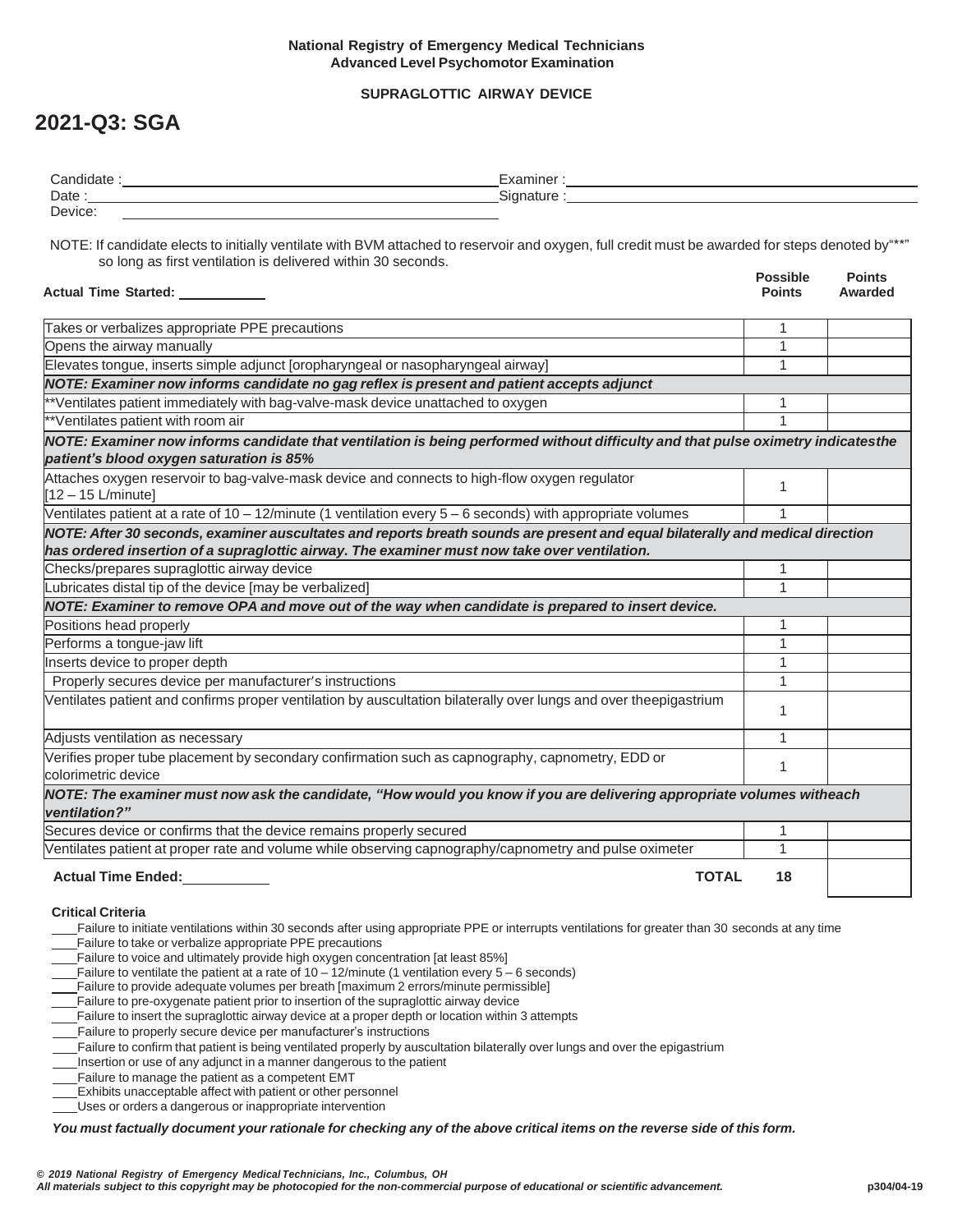**National Registry of Emergency Medical Technicians**
**Advanced Level Psychomotor Examination**

**SUPRAGLOTTIC AIRWAY DEVICE**

# 2021-Q3: SGA

Candidate : ______________________ Examiner : ______________________

Date : ______________________ Signature : ______________________

Device: ______________________

NOTE: If candidate elects to initially ventilate with BVM attached to reservoir and oxygen, full credit must be awarded for steps denoted by "**" so long as first ventilation is delivered within 30 seconds.

**Actual Time Started:** ___________

| | Possible Points | Points Awarded |
|---|---|---|
| Takes or verbalizes appropriate PPE precautions | 1 | |
| Opens the airway manually | 1 | |
| Elevates tongue, inserts simple adjunct [oropharyngeal or nasopharyngeal airway] | 1 | |
| ***NOTE: Examiner now informs candidate no gag reflex is present and patient accepts adjunct*** | | |
| **Ventilates patient immediately with bag-valve-mask device unattached to oxygen | 1 | |
| **Ventilates patient with room air | 1 | |
| ***NOTE: Examiner now informs candidate that ventilation is being performed without difficulty and that pulse oximetry indicates the patient's blood oxygen saturation is 85%*** | | |
| Attaches oxygen reservoir to bag-valve-mask device and connects to high-flow oxygen regulator [12 – 15 L/minute] | 1 | |
| Ventilates patient at a rate of 10 – 12/minute (1 ventilation every 5 – 6 seconds) with appropriate volumes | 1 | |
| ***NOTE: After 30 seconds, examiner auscultates and reports breath sounds are present and equal bilaterally and medical direction has ordered insertion of a supraglottic airway. The examiner must now take over ventilation.*** | | |
| Checks/prepares supraglottic airway device | 1 | |
| Lubricates distal tip of the device [may be verbalized] | 1 | |
| ***NOTE: Examiner to remove OPA and move out of the way when candidate is prepared to insert device.*** | | |
| Positions head properly | 1 | |
| Performs a tongue-jaw lift | 1 | |
| Inserts device to proper depth | 1 | |
| Properly secures device per manufacturer's instructions | 1 | |
| Ventilates patient and confirms proper ventilation by auscultation bilaterally over lungs and over the epigastrium | 1 | |
| Adjusts ventilation as necessary | 1 | |
| Verifies proper tube placement by secondary confirmation such as capnography, capnometry, EDD or colorimetric device | 1 | |
| ***NOTE: The examiner must now ask the candidate, "How would you know if you are delivering appropriate volumes with each ventilation?"*** | | |
| Secures device or confirms that the device remains properly secured | 1 | |
| Ventilates patient at proper rate and volume while observing capnography/capnometry and pulse oximeter | 1 | |
| **Actual Time Ended:** ___________ **TOTAL** | **18** | |

**Critical Criteria**

____Failure to initiate ventilations within 30 seconds after using appropriate PPE or interrupts ventilations for greater than 30 seconds at any time
____Failure to take or verbalize appropriate PPE precautions
____Failure to voice and ultimately provide high oxygen concentration [at least 85%]
____Failure to ventilate the patient at a rate of 10 – 12/minute (1 ventilation every 5 – 6 seconds)
____Failure to provide adequate volumes per breath [maximum 2 errors/minute permissible]
____Failure to pre-oxygenate patient prior to insertion of the supraglottic airway device
____Failure to insert the supraglottic airway device at a proper depth or location within 3 attempts
____Failure to properly secure device per manufacturer's instructions
____Failure to confirm that patient is being ventilated properly by auscultation bilaterally over lungs and over the epigastrium
____Insertion or use of any adjunct in a manner dangerous to the patient
____Failure to manage the patient as a competent EMT
____Exhibits unacceptable affect with patient or other personnel
____Uses or orders a dangerous or inappropriate intervention

***You must factually document your rationale for checking any of the above critical items on the reverse side of this form.***

*© 2019 National Registry of Emergency Medical Technicians, Inc., Columbus, OH*
*All materials subject to this copyright may be photocopied for the non-commercial purpose of educational or scientific advancement.* p304/04-19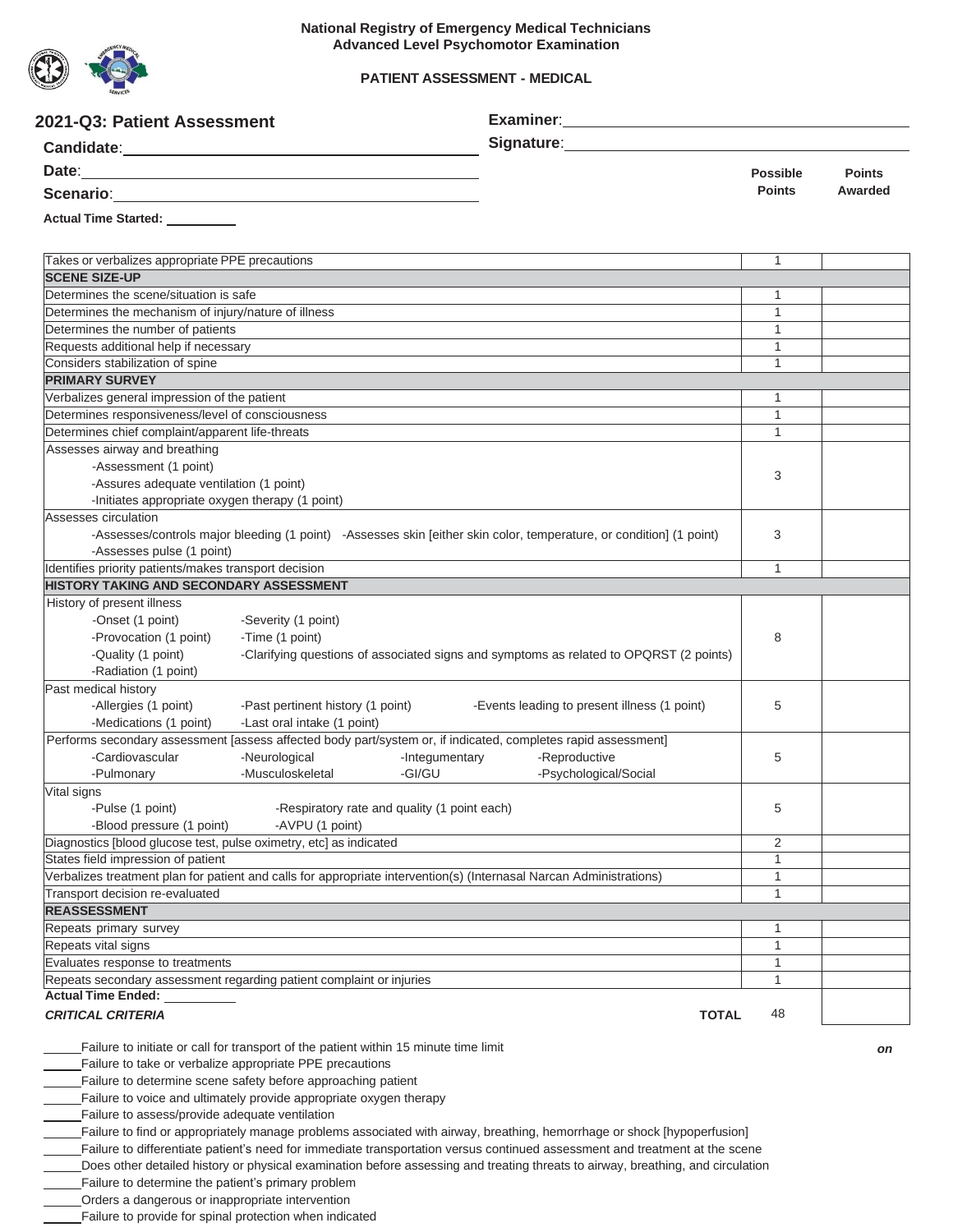**National Registry of Emergency Medical Technicians**
**Advanced Level Psychomotor Examination**

**PATIENT ASSESSMENT - MEDICAL**

## 2021-Q3: Patient Assessment

**Candidate**:______________________

**Date**:______________________

**Scenario**:______________________

**Actual Time Started:** __________

**Examiner**:______________________

**Signature**:______________________

| | Possible Points | Points Awarded |
|---|---|---|
| Takes or verbalizes appropriate PPE precautions | 1 | |
| **SCENE SIZE-UP** | | |
| Determines the scene/situation is safe | 1 | |
| Determines the mechanism of injury/nature of illness | 1 | |
| Determines the number of patients | 1 | |
| Requests additional help if necessary | 1 | |
| Considers stabilization of spine | 1 | |
| **PRIMARY SURVEY** | | |
| Verbalizes general impression of the patient | 1 | |
| Determines responsiveness/level of consciousness | 1 | |
| Determines chief complaint/apparent life-threats | 1 | |
| Assesses airway and breathing<br>-Assessment (1 point)<br>-Assures adequate ventilation (1 point)<br>-Initiates appropriate oxygen therapy (1 point) | 3 | |
| Assesses circulation<br>-Assesses/controls major bleeding (1 point) -Assesses skin [either skin color, temperature, or condition] (1 point)<br>-Assesses pulse (1 point) | 3 | |
| Identifies priority patients/makes transport decision | 1 | |
| **HISTORY TAKING AND SECONDARY ASSESSMENT** | | |
| History of present illness<br>-Onset (1 point) -Severity (1 point)<br>-Provocation (1 point) -Time (1 point)<br>-Quality (1 point) -Clarifying questions of associated signs and symptoms as related to OPQRST (2 points)<br>-Radiation (1 point) | 8 | |
| Past medical history<br>-Allergies (1 point) -Past pertinent history (1 point) -Events leading to present illness (1 point)<br>-Medications (1 point) -Last oral intake (1 point) | 5 | |
| Performs secondary assessment [assess affected body part/system or, if indicated, completes rapid assessment]<br>-Cardiovascular -Neurological -Integumentary -Reproductive<br>-Pulmonary -Musculoskeletal -GI/GU -Psychological/Social | 5 | |
| Vital signs<br>-Pulse (1 point) -Respiratory rate and quality (1 point each)<br>-Blood pressure (1 point) -AVPU (1 point) | 5 | |
| Diagnostics [blood glucose test, pulse oximetry, etc] as indicated | 2 | |
| States field impression of patient | 1 | |
| Verbalizes treatment plan for patient and calls for appropriate intervention(s) (Internasal Narcan Administrations) | 1 | |
| Transport decision re-evaluated | 1 | |
| **REASSESSMENT** | | |
| Repeats primary survey | 1 | |
| Repeats vital signs | 1 | |
| Evaluates response to treatments | 1 | |
| Repeats secondary assessment regarding patient complaint or injuries | 1 | |
| **Actual Time Ended:** __________ | | |
| **TOTAL** | 48 | |

***CRITICAL CRITERIA***

*on*

_____Failure to initiate or call for transport of the patient within 15 minute time limit
_____Failure to take or verbalize appropriate PPE precautions
_____Failure to determine scene safety before approaching patient
_____Failure to voice and ultimately provide appropriate oxygen therapy
_____Failure to assess/provide adequate ventilation
_____Failure to find or appropriately manage problems associated with airway, breathing, hemorrhage or shock [hypoperfusion]
_____Failure to differentiate patient's need for immediate transportation versus continued assessment and treatment at the scene
_____Does other detailed history or physical examination before assessing and treating threats to airway, breathing, and circulation
_____Failure to determine the patient's primary problem
_____Orders a dangerous or inappropriate intervention
_____Failure to provide for spinal protection when indicated